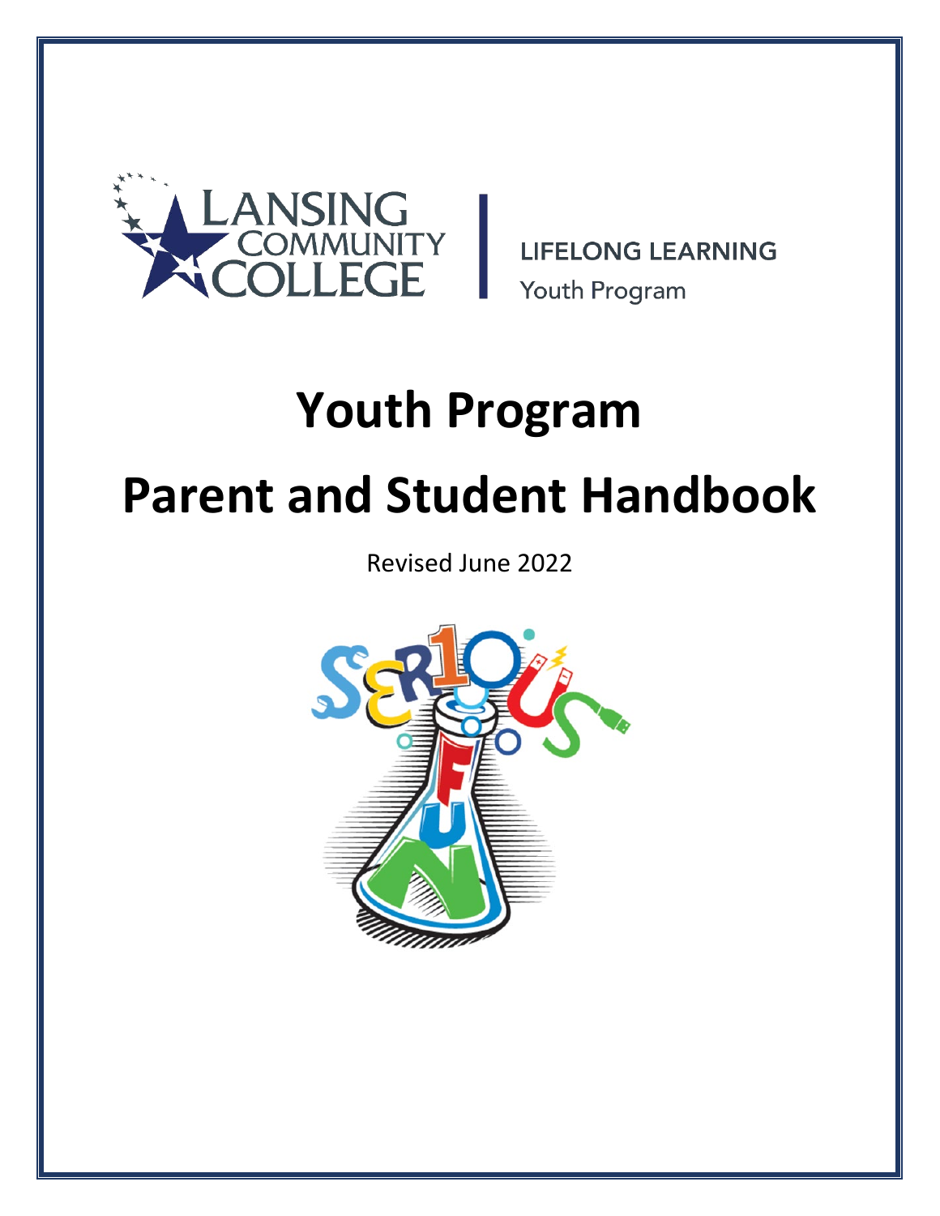LANSING COMMUNITY COLLEGE | LIFELONG LEARNING Youth Program

# Youth Program

# Parent and Student Handbook

Revised June 2022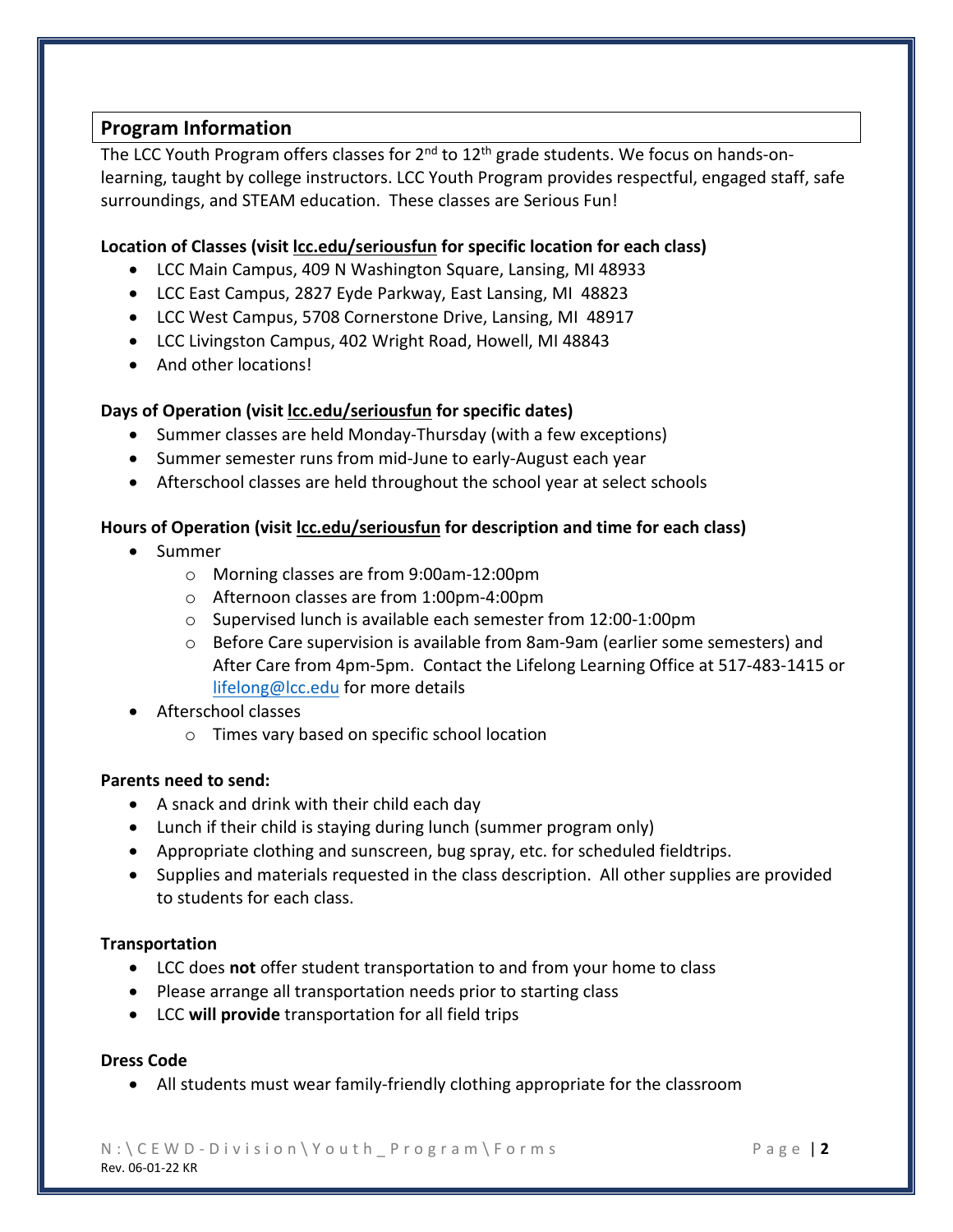## Program Information

The LCC Youth Program offers classes for 2nd to 12th grade students. We focus on hands-on-learning, taught by college instructors. LCC Youth Program provides respectful, engaged staff, safe surroundings, and STEAM education. These classes are Serious Fun!

**Location of Classes (visit lcc.edu/seriousfun for specific location for each class)**

- LCC Main Campus, 409 N Washington Square, Lansing, MI 48933
- LCC East Campus, 2827 Eyde Parkway, East Lansing, MI 48823
- LCC West Campus, 5708 Cornerstone Drive, Lansing, MI 48917
- LCC Livingston Campus, 402 Wright Road, Howell, MI 48843
- And other locations!

**Days of Operation (visit lcc.edu/seriousfun for specific dates)**

- Summer classes are held Monday-Thursday (with a few exceptions)
- Summer semester runs from mid-June to early-August each year
- Afterschool classes are held throughout the school year at select schools

**Hours of Operation (visit lcc.edu/seriousfun for description and time for each class)**

- Summer
  - Morning classes are from 9:00am-12:00pm
  - Afternoon classes are from 1:00pm-4:00pm
  - Supervised lunch is available each semester from 12:00-1:00pm
  - Before Care supervision is available from 8am-9am (earlier some semesters) and After Care from 4pm-5pm. Contact the Lifelong Learning Office at 517-483-1415 or lifelong@lcc.edu for more details
- Afterschool classes
  - Times vary based on specific school location

**Parents need to send:**

- A snack and drink with their child each day
- Lunch if their child is staying during lunch (summer program only)
- Appropriate clothing and sunscreen, bug spray, etc. for scheduled fieldtrips.
- Supplies and materials requested in the class description. All other supplies are provided to students for each class.

**Transportation**

- LCC does **not** offer student transportation to and from your home to class
- Please arrange all transportation needs prior to starting class
- LCC **will provide** transportation for all field trips

**Dress Code**

- All students must wear family-friendly clothing appropriate for the classroom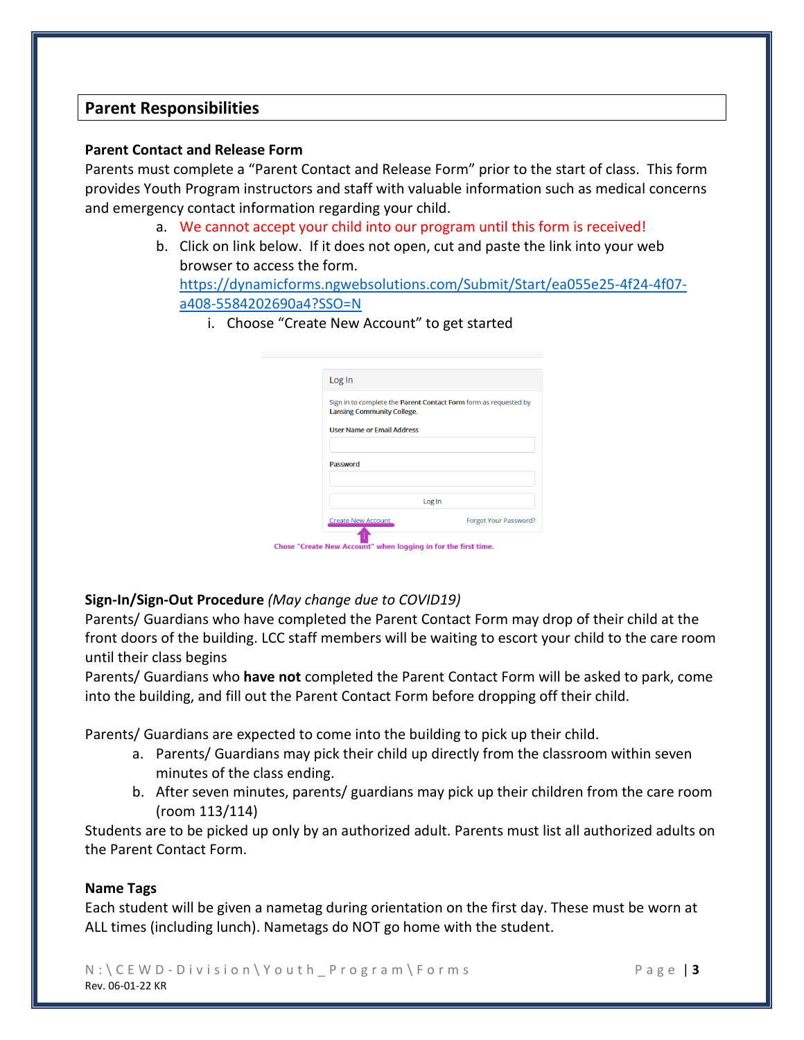## Parent Responsibilities

### Parent Contact and Release Form

Parents must complete a "Parent Contact and Release Form" prior to the start of class. This form provides Youth Program instructors and staff with valuable information such as medical concerns and emergency contact information regarding your child.

a. We cannot accept your child into our program until this form is received!
b. Click on link below. If it does not open, cut and paste the link into your web browser to access the form.
   https://dynamicforms.ngwebsolutions.com/Submit/Start/ea055e25-4f24-4f07-a408-5584202690a4?SSO=N
   i. Choose "Create New Account" to get started

Log In

Sign in to complete the **Parent Contact Form** form as requested by **Lansing Community College**.

User Name or Email Address

Password

Log In

Create New Account — Forgot Your Password?

Chose "Create New Account" when logging in for the first time.

### Sign-In/Sign-Out Procedure *(May change due to COVID19)*

Parents/ Guardians who have completed the Parent Contact Form may drop of their child at the front doors of the building. LCC staff members will be waiting to escort your child to the care room until their class begins

Parents/ Guardians who **have not** completed the Parent Contact Form will be asked to park, come into the building, and fill out the Parent Contact Form before dropping off their child.

Parents/ Guardians are expected to come into the building to pick up their child.

a. Parents/ Guardians may pick their child up directly from the classroom within seven minutes of the class ending.
b. After seven minutes, parents/ guardians may pick up their children from the care room (room 113/114)

Students are to be picked up only by an authorized adult. Parents must list all authorized adults on the Parent Contact Form.

### Name Tags

Each student will be given a nametag during orientation on the first day. These must be worn at ALL times (including lunch). Nametags do NOT go home with the student.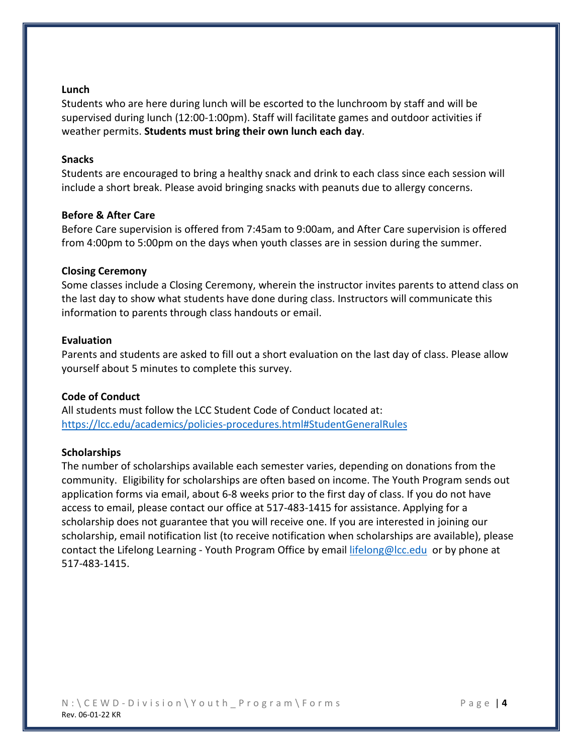**Lunch**

Students who are here during lunch will be escorted to the lunchroom by staff and will be supervised during lunch (12:00-1:00pm). Staff will facilitate games and outdoor activities if weather permits. **Students must bring their own lunch each day**.

**Snacks**

Students are encouraged to bring a healthy snack and drink to each class since each session will include a short break. Please avoid bringing snacks with peanuts due to allergy concerns.

**Before & After Care**

Before Care supervision is offered from 7:45am to 9:00am, and After Care supervision is offered from 4:00pm to 5:00pm on the days when youth classes are in session during the summer.

**Closing Ceremony**

Some classes include a Closing Ceremony, wherein the instructor invites parents to attend class on the last day to show what students have done during class. Instructors will communicate this information to parents through class handouts or email.

**Evaluation**

Parents and students are asked to fill out a short evaluation on the last day of class. Please allow yourself about 5 minutes to complete this survey.

**Code of Conduct**

All students must follow the LCC Student Code of Conduct located at:
https://lcc.edu/academics/policies-procedures.html#StudentGeneralRules

**Scholarships**

The number of scholarships available each semester varies, depending on donations from the community. Eligibility for scholarships are often based on income. The Youth Program sends out application forms via email, about 6-8 weeks prior to the first day of class. If you do not have access to email, please contact our office at 517-483-1415 for assistance. Applying for a scholarship does not guarantee that you will receive one. If you are interested in joining our scholarship, email notification list (to receive notification when scholarships are available), please contact the Lifelong Learning - Youth Program Office by email lifelong@lcc.edu or by phone at 517-483-1415.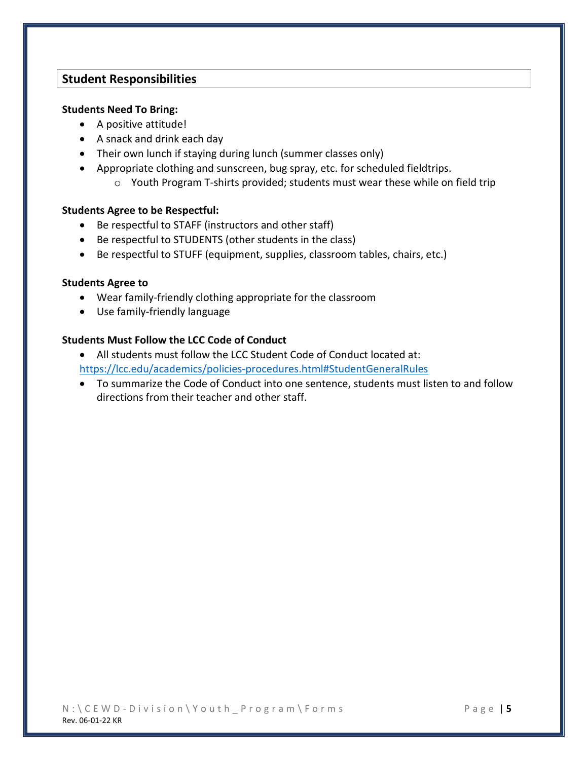## Student Responsibilities

**Students Need To Bring:**

- A positive attitude!
- A snack and drink each day
- Their own lunch if staying during lunch (summer classes only)
- Appropriate clothing and sunscreen, bug spray, etc. for scheduled fieldtrips.
  - Youth Program T-shirts provided; students must wear these while on field trip

**Students Agree to be Respectful:**

- Be respectful to STAFF (instructors and other staff)
- Be respectful to STUDENTS (other students in the class)
- Be respectful to STUFF (equipment, supplies, classroom tables, chairs, etc.)

**Students Agree to**

- Wear family-friendly clothing appropriate for the classroom
- Use family-friendly language

**Students Must Follow the LCC Code of Conduct**

- All students must follow the LCC Student Code of Conduct located at: https://lcc.edu/academics/policies-procedures.html#StudentGeneralRules
- To summarize the Code of Conduct into one sentence, students must listen to and follow directions from their teacher and other staff.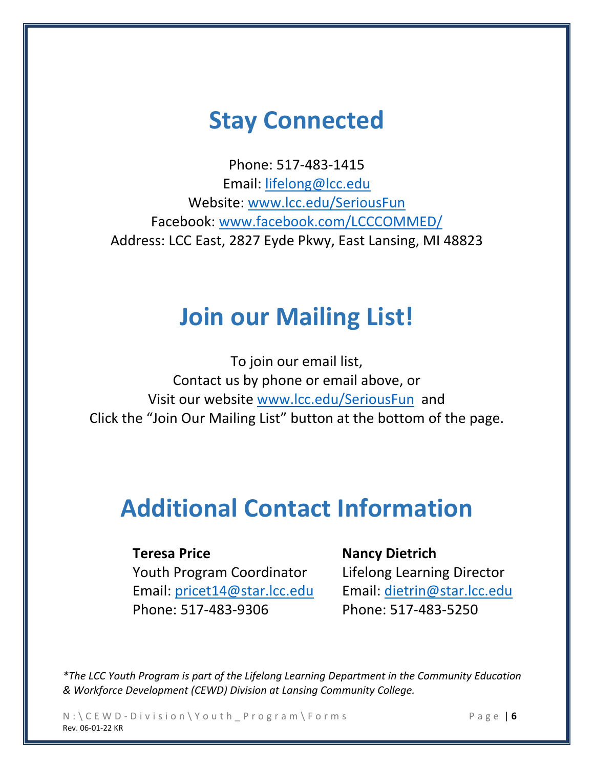# Stay Connected

Phone: 517-483-1415
Email: lifelong@lcc.edu
Website: www.lcc.edu/SeriousFun
Facebook: www.facebook.com/LCCCOMMED/
Address: LCC East, 2827 Eyde Pkwy, East Lansing, MI 48823

# Join our Mailing List!

To join our email list,
Contact us by phone or email above, or
Visit our website www.lcc.edu/SeriousFun and
Click the "Join Our Mailing List" button at the bottom of the page.

# Additional Contact Information

**Teresa Price**
Youth Program Coordinator
Email: pricet14@star.lcc.edu
Phone: 517-483-9306

**Nancy Dietrich**
Lifelong Learning Director
Email: dietrin@star.lcc.edu
Phone: 517-483-5250

*\*The LCC Youth Program is part of the Lifelong Learning Department in the Community Education & Workforce Development (CEWD) Division at Lansing Community College.*

N:\CEWD-Division\Youth_Program\Forms
Rev. 06-01-22 KR